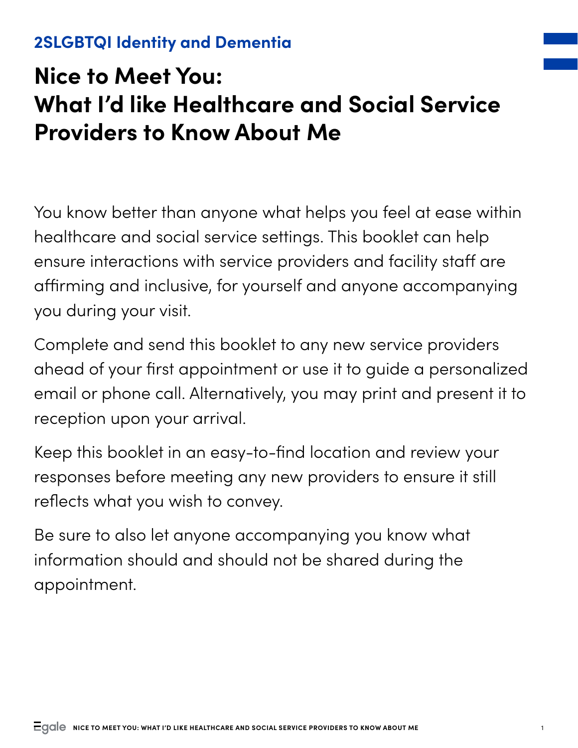**2SLGBTQI Identity and Dementia**

# Nice to Meet You: What I'd like Healthcare and Social Service Providers to Know About Me

You know better than anyone what helps you feel at ease within healthcare and social service settings. This booklet can help ensure interactions with service providers and facility staff are affirming and inclusive, for yourself and anyone accompanying you during your visit.

Complete and send this booklet to any new service providers ahead of your first appointment or use it to guide a personalized email or phone call. Alternatively, you may print and present it to reception upon your arrival.

Keep this booklet in an easy-to-find location and review your responses before meeting any new providers to ensure it still reflects what you wish to convey.

Be sure to also let anyone accompanying you know what information should and should not be shared during the appointment.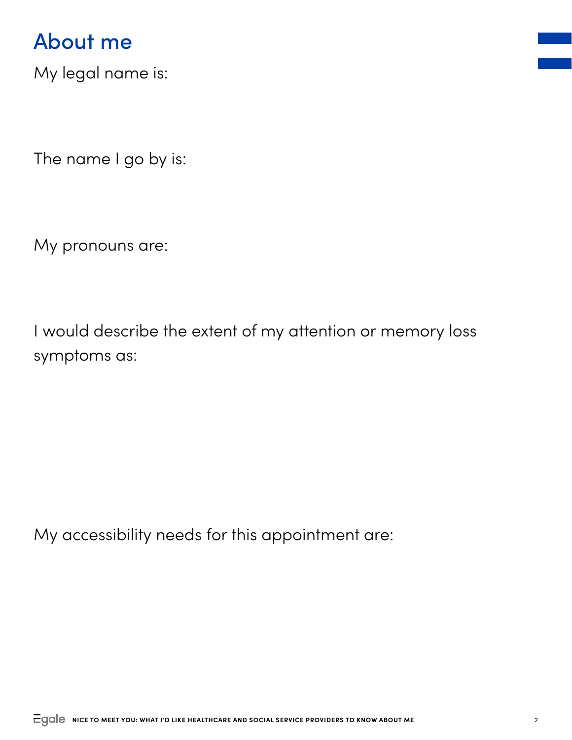## About me

My legal name is:

The name I go by is:

My pronouns are:

I would describe the extent of my attention or memory loss symptoms as:

My accessibility needs for this appointment are: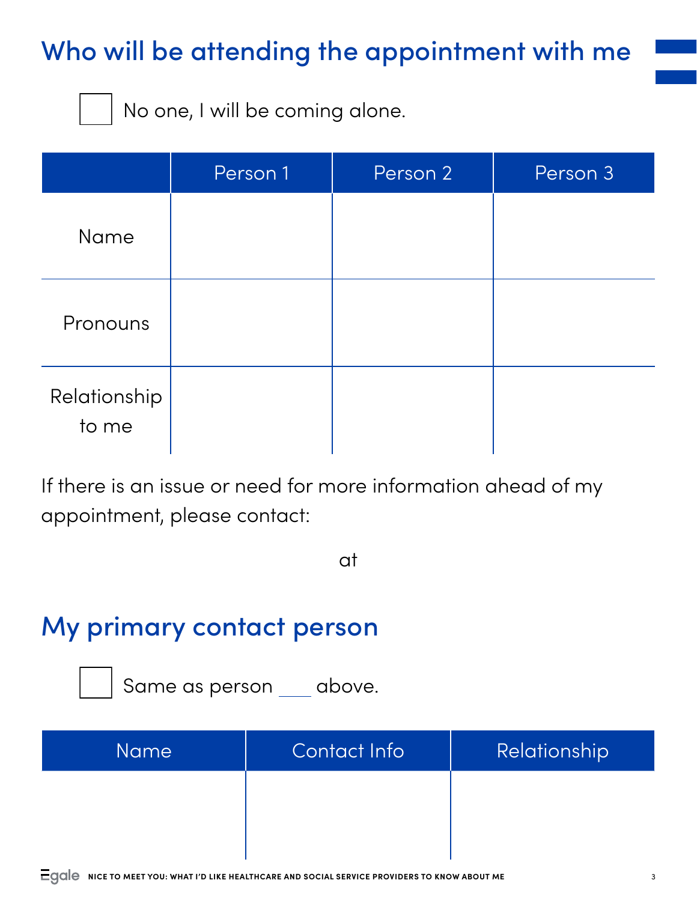## Who will be attending the appointment with me

☐ No one, I will be coming alone.

| | Person 1 | Person 2 | Person 3 |
|---|---|---|---|
| Name | | | |
| Pronouns | | | |
| Relationship to me | | | |

If there is an issue or need for more information ahead of my appointment, please contact:

at

## My primary contact person

☐ Same as person ___ above.

| Name | Contact Info | Relationship |
|---|---|---|
| | | |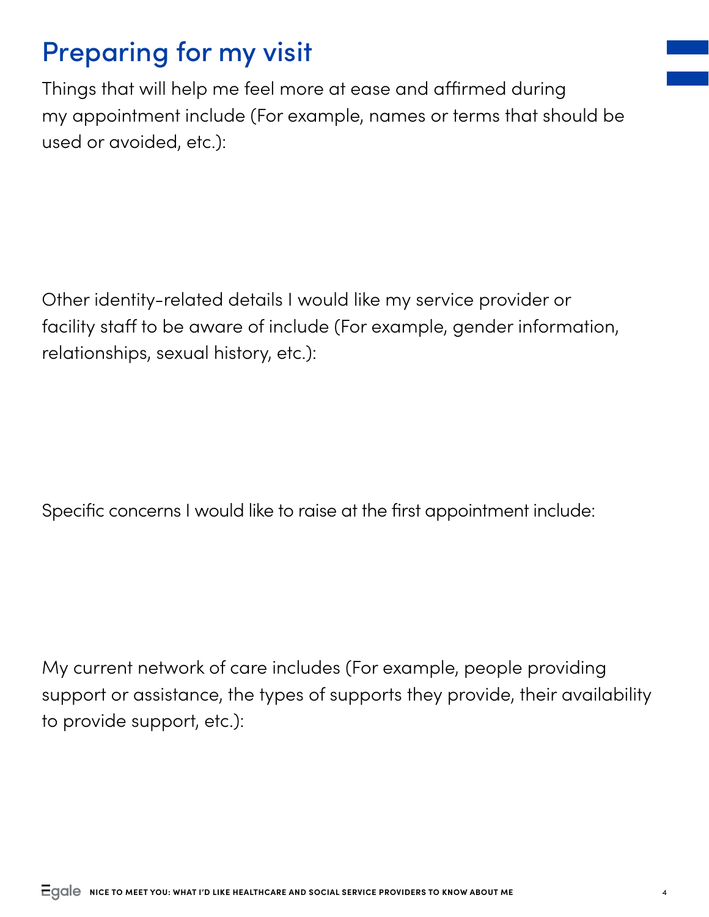# Preparing for my visit

Things that will help me feel more at ease and affirmed during my appointment include (For example, names or terms that should be used or avoided, etc.):

Other identity-related details I would like my service provider or facility staff to be aware of include (For example, gender information, relationships, sexual history, etc.):

Specific concerns I would like to raise at the first appointment include:

My current network of care includes (For example, people providing support or assistance, the types of supports they provide, their availability to provide support, etc.):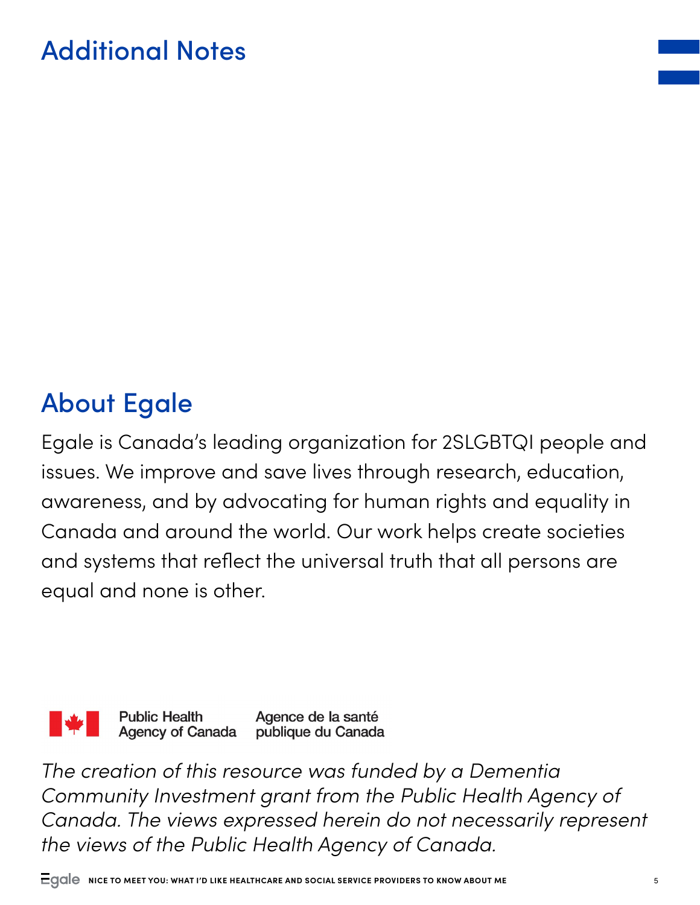## Additional Notes

## About Egale

Egale is Canada's leading organization for 2SLGBTQI people and issues. We improve and save lives through research, education, awareness, and by advocating for human rights and equality in Canada and around the world. Our work helps create societies and systems that reflect the universal truth that all persons are equal and none is other.

Public Health Agency of Canada | Agence de la santé publique du Canada

*The creation of this resource was funded by a Dementia Community Investment grant from the Public Health Agency of Canada. The views expressed herein do not necessarily represent the views of the Public Health Agency of Canada.*